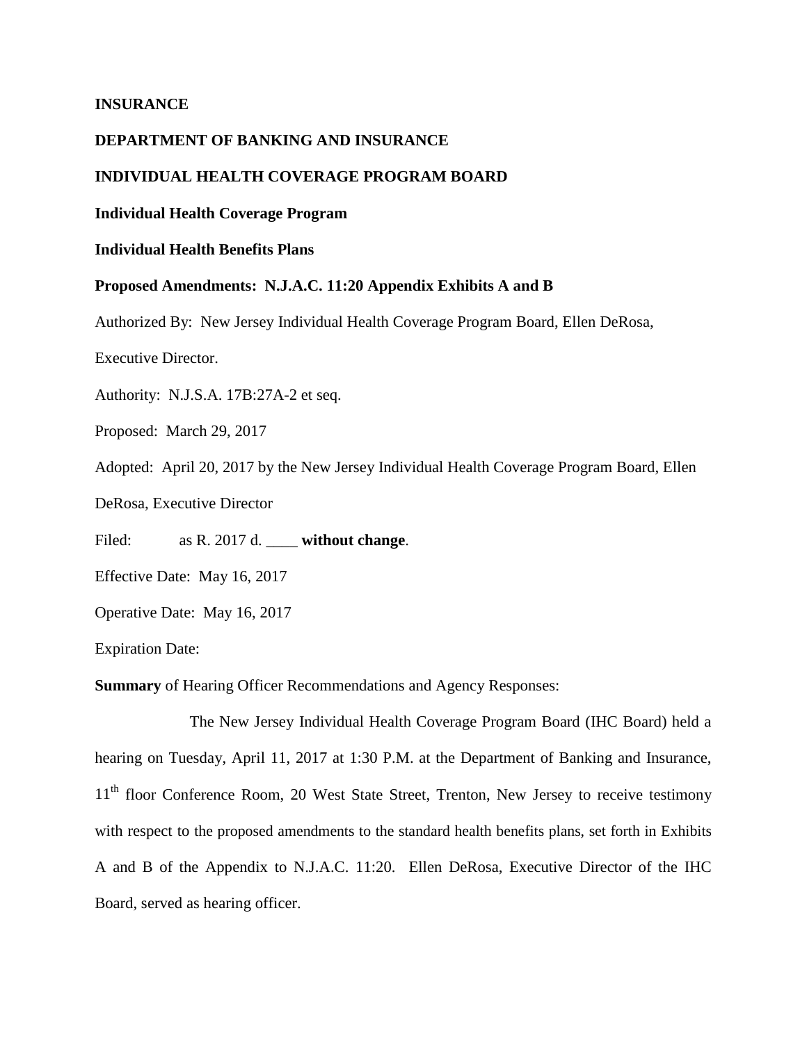**INSURANCE**

**DEPARTMENT OF BANKING AND INSURANCE**

**INDIVIDUAL HEALTH COVERAGE PROGRAM BOARD**

**Individual Health Coverage Program**

**Individual Health Benefits Plans**

**Proposed Amendments: N.J.A.C. 11:20 Appendix Exhibits A and B**

Authorized By: New Jersey Individual Health Coverage Program Board, Ellen DeRosa, Executive Director.

Authority: N.J.S.A. 17B:27A-2 et seq.

Proposed: March 29, 2017

Adopted: April 20, 2017 by the New Jersey Individual Health Coverage Program Board, Ellen DeRosa, Executive Director

Filed: as R. 2017 d. ____ **without change**.

Effective Date: May 16, 2017

Operative Date: May 16, 2017

Expiration Date:

**Summary** of Hearing Officer Recommendations and Agency Responses:

The New Jersey Individual Health Coverage Program Board (IHC Board) held a hearing on Tuesday, April 11, 2017 at 1:30 P.M. at the Department of Banking and Insurance, 11th floor Conference Room, 20 West State Street, Trenton, New Jersey to receive testimony with respect to the proposed amendments to the standard health benefits plans, set forth in Exhibits A and B of the Appendix to N.J.A.C. 11:20. Ellen DeRosa, Executive Director of the IHC Board, served as hearing officer.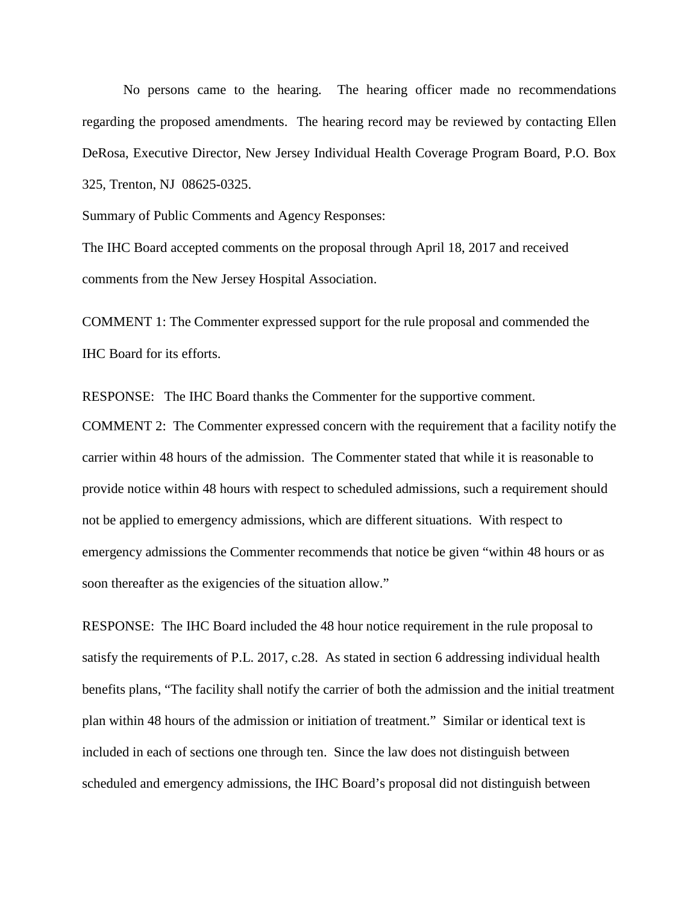No persons came to the hearing. The hearing officer made no recommendations regarding the proposed amendments. The hearing record may be reviewed by contacting Ellen DeRosa, Executive Director, New Jersey Individual Health Coverage Program Board, P.O. Box 325, Trenton, NJ 08625-0325.

Summary of Public Comments and Agency Responses:

The IHC Board accepted comments on the proposal through April 18, 2017 and received comments from the New Jersey Hospital Association.

COMMENT 1: The Commenter expressed support for the rule proposal and commended the IHC Board for its efforts.

RESPONSE: The IHC Board thanks the Commenter for the supportive comment.

COMMENT 2: The Commenter expressed concern with the requirement that a facility notify the carrier within 48 hours of the admission. The Commenter stated that while it is reasonable to provide notice within 48 hours with respect to scheduled admissions, such a requirement should not be applied to emergency admissions, which are different situations. With respect to emergency admissions the Commenter recommends that notice be given "within 48 hours or as soon thereafter as the exigencies of the situation allow."

RESPONSE: The IHC Board included the 48 hour notice requirement in the rule proposal to satisfy the requirements of P.L. 2017, c.28. As stated in section 6 addressing individual health benefits plans, "The facility shall notify the carrier of both the admission and the initial treatment plan within 48 hours of the admission or initiation of treatment." Similar or identical text is included in each of sections one through ten. Since the law does not distinguish between scheduled and emergency admissions, the IHC Board's proposal did not distinguish between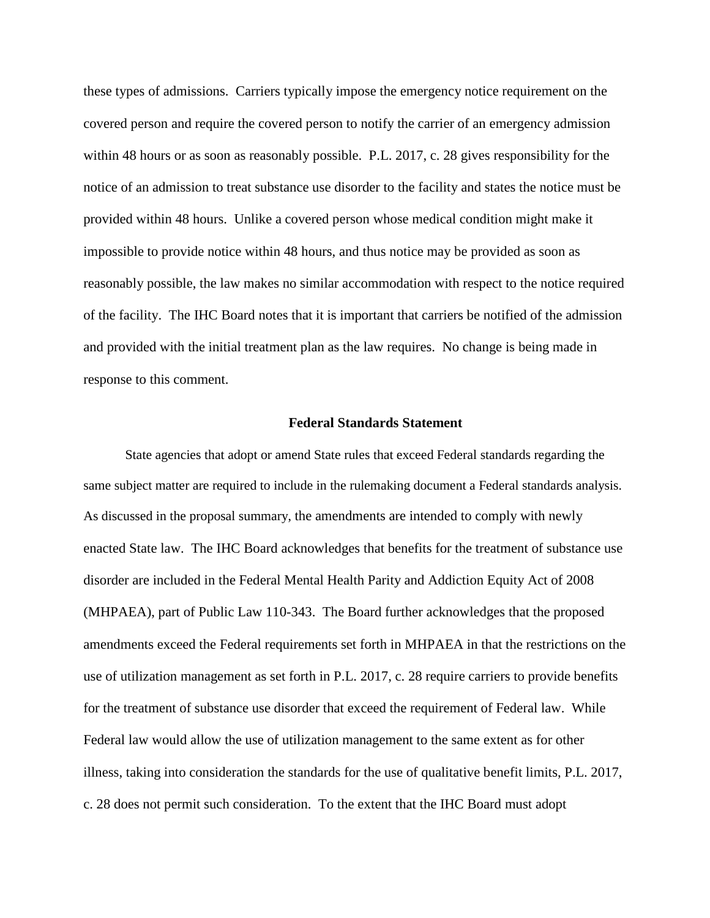these types of admissions. Carriers typically impose the emergency notice requirement on the covered person and require the covered person to notify the carrier of an emergency admission within 48 hours or as soon as reasonably possible. P.L. 2017, c. 28 gives responsibility for the notice of an admission to treat substance use disorder to the facility and states the notice must be provided within 48 hours. Unlike a covered person whose medical condition might make it impossible to provide notice within 48 hours, and thus notice may be provided as soon as reasonably possible, the law makes no similar accommodation with respect to the notice required of the facility. The IHC Board notes that it is important that carriers be notified of the admission and provided with the initial treatment plan as the law requires. No change is being made in response to this comment.

**Federal Standards Statement**

State agencies that adopt or amend State rules that exceed Federal standards regarding the same subject matter are required to include in the rulemaking document a Federal standards analysis. As discussed in the proposal summary, the amendments are intended to comply with newly enacted State law. The IHC Board acknowledges that benefits for the treatment of substance use disorder are included in the Federal Mental Health Parity and Addiction Equity Act of 2008 (MHPAEA), part of Public Law 110-343. The Board further acknowledges that the proposed amendments exceed the Federal requirements set forth in MHPAEA in that the restrictions on the use of utilization management as set forth in P.L. 2017, c. 28 require carriers to provide benefits for the treatment of substance use disorder that exceed the requirement of Federal law. While Federal law would allow the use of utilization management to the same extent as for other illness, taking into consideration the standards for the use of qualitative benefit limits, P.L. 2017, c. 28 does not permit such consideration. To the extent that the IHC Board must adopt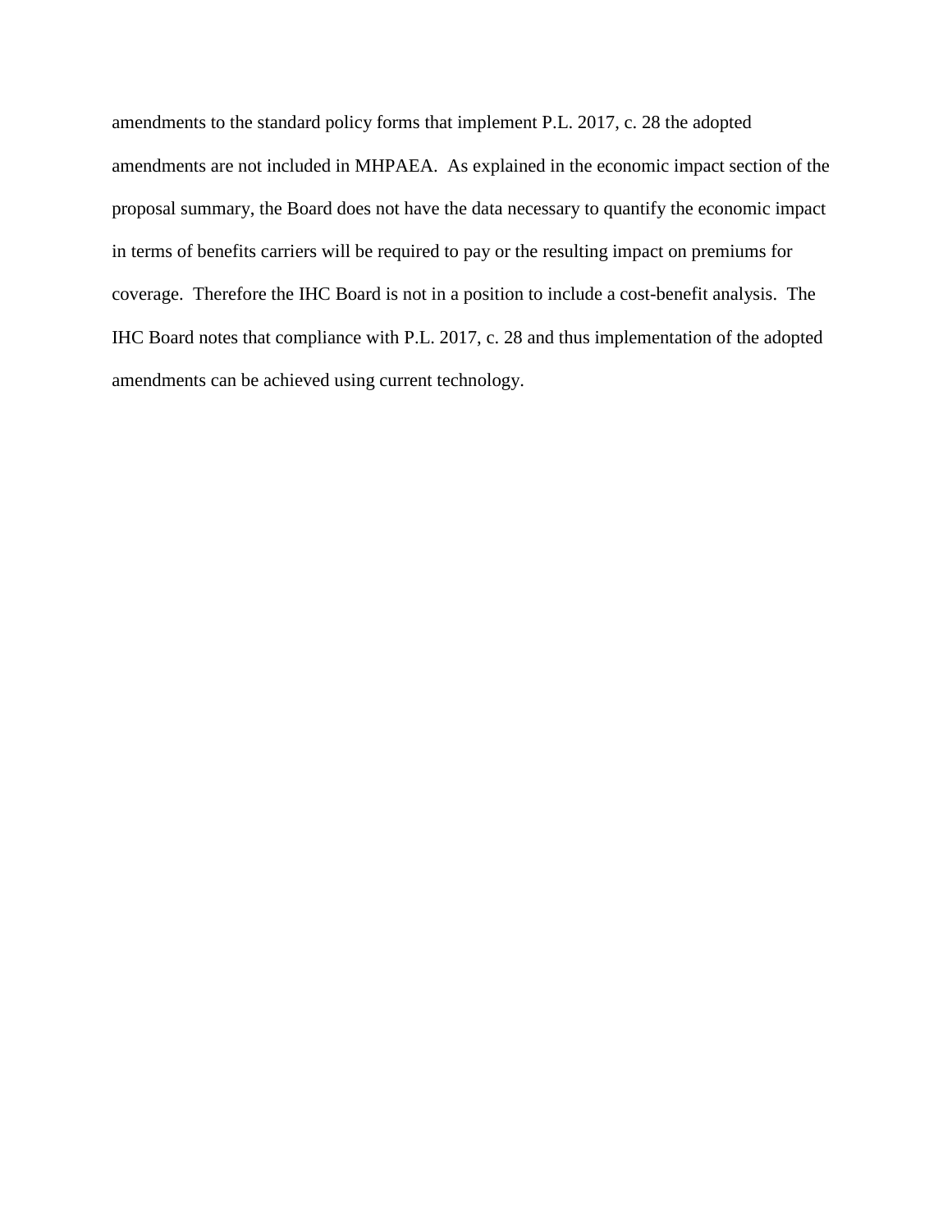amendments to the standard policy forms that implement P.L. 2017, c. 28 the adopted amendments are not included in MHPAEA. As explained in the economic impact section of the proposal summary, the Board does not have the data necessary to quantify the economic impact in terms of benefits carriers will be required to pay or the resulting impact on premiums for coverage. Therefore the IHC Board is not in a position to include a cost-benefit analysis. The IHC Board notes that compliance with P.L. 2017, c. 28 and thus implementation of the adopted amendments can be achieved using current technology.